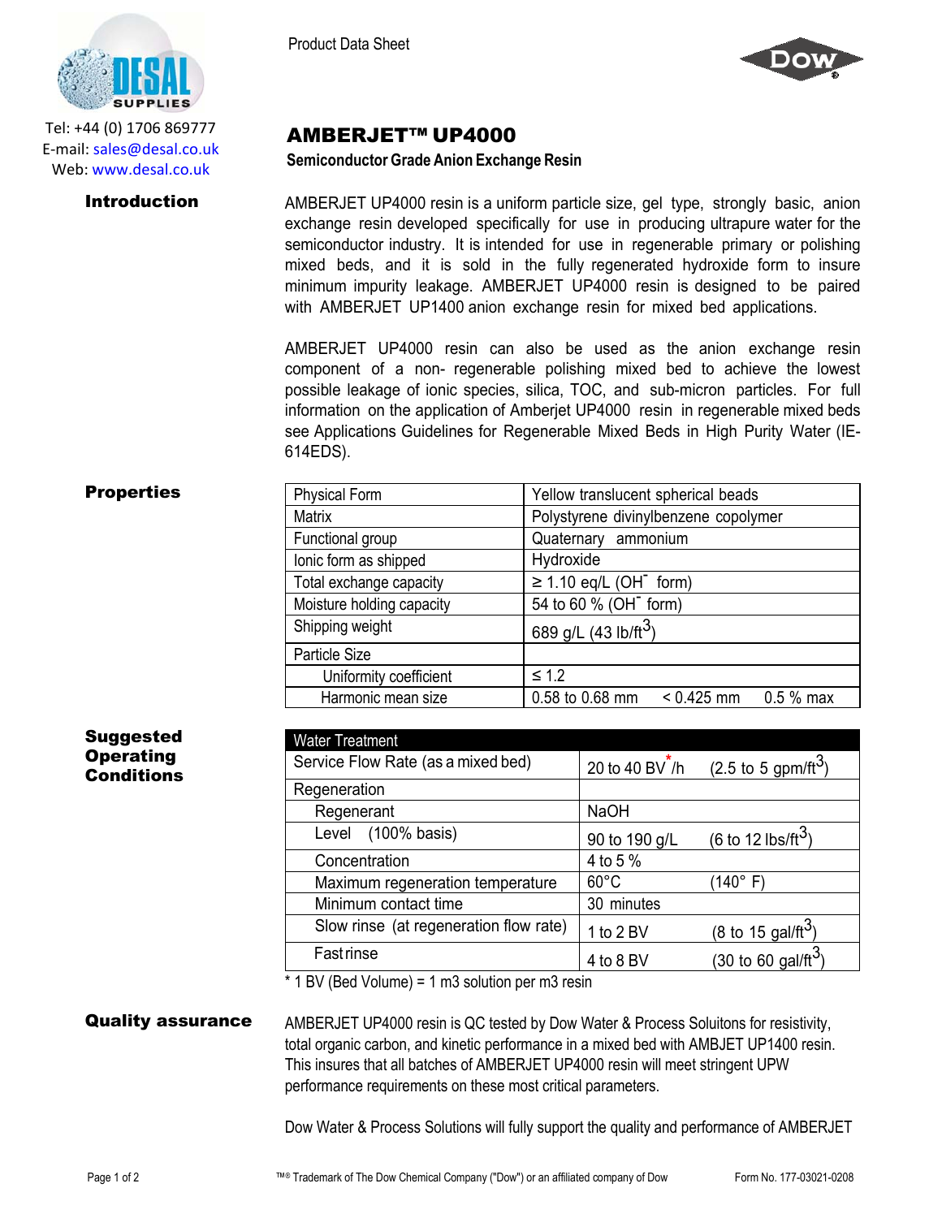Tel: +44 (0) 1706 869777
E-mail: sales@desal.co.uk
Web: www.desal.co.uk

Product Data Sheet

# AMBERJET™ UP4000

**Semiconductor Grade Anion Exchange Resin**

## Introduction

AMBERJET UP4000 resin is a uniform particle size, gel type, strongly basic, anion exchange resin developed specifically for use in producing ultrapure water for the semiconductor industry. It is intended for use in regenerable primary or polishing mixed beds, and it is sold in the fully regenerated hydroxide form to insure minimum impurity leakage. AMBERJET UP4000 resin is designed to be paired with AMBERJET UP1400 anion exchange resin for mixed bed applications.

AMBERJET UP4000 resin can also be used as the anion exchange resin component of a non- regenerable polishing mixed bed to achieve the lowest possible leakage of ionic species, silica, TOC, and sub-micron particles. For full information on the application of Amberjet UP4000 resin in regenerable mixed beds see Applications Guidelines for Regenerable Mixed Beds in High Purity Water (IE-614EDS).

## Properties

| Property | Value |
|---|---|
| Physical Form | Yellow translucent spherical beads |
| Matrix | Polystyrene divinylbenzene copolymer |
| Functional group | Quaternary ammonium |
| Ionic form as shipped | Hydroxide |
| Total exchange capacity | ≥ 1.10 eq/L ($OH^-$ form) |
| Moisture holding capacity | 54 to 60 % ($OH^-$ form) |
| Shipping weight | 689 g/L (43 lb/ft$^3$) |
| Particle Size | |
| Uniformity coefficient | ≤ 1.2 |
| Harmonic mean size | 0.58 to 0.68 mm  < 0.425 mm  0.5 % max |

## Suggested Operating Conditions

| Water Treatment | | |
|---|---|---|
| Service Flow Rate (as a mixed bed) | 20 to 40 BV*/h | (2.5 to 5 gpm/ft$^3$) |
| Regeneration | | |
| Regenerant | NaOH | |
| Level (100% basis) | 90 to 190 g/L | (6 to 12 lbs/ft$^3$) |
| Concentration | 4 to 5 % | |
| Maximum regeneration temperature | 60°C | (140° F) |
| Minimum contact time | 30 minutes | |
| Slow rinse (at regeneration flow rate) | 1 to 2 BV | (8 to 15 gal/ft$^3$) |
| Fast rinse | 4 to 8 BV | (30 to 60 gal/ft$^3$) |

\* 1 BV (Bed Volume) = 1 m3 solution per m3 resin

## Quality assurance

AMBERJET UP4000 resin is QC tested by Dow Water & Process Soluitons for resistivity, total organic carbon, and kinetic performance in a mixed bed with AMBJET UP1400 resin. This insures that all batches of AMBERJET UP4000 resin will meet stringent UPW performance requirements on these most critical parameters.

Dow Water & Process Solutions will fully support the quality and performance of AMBERJET

™® Trademark of The Dow Chemical Company ("Dow") or an affiliated company of Dow

Form No. 177-03021-0208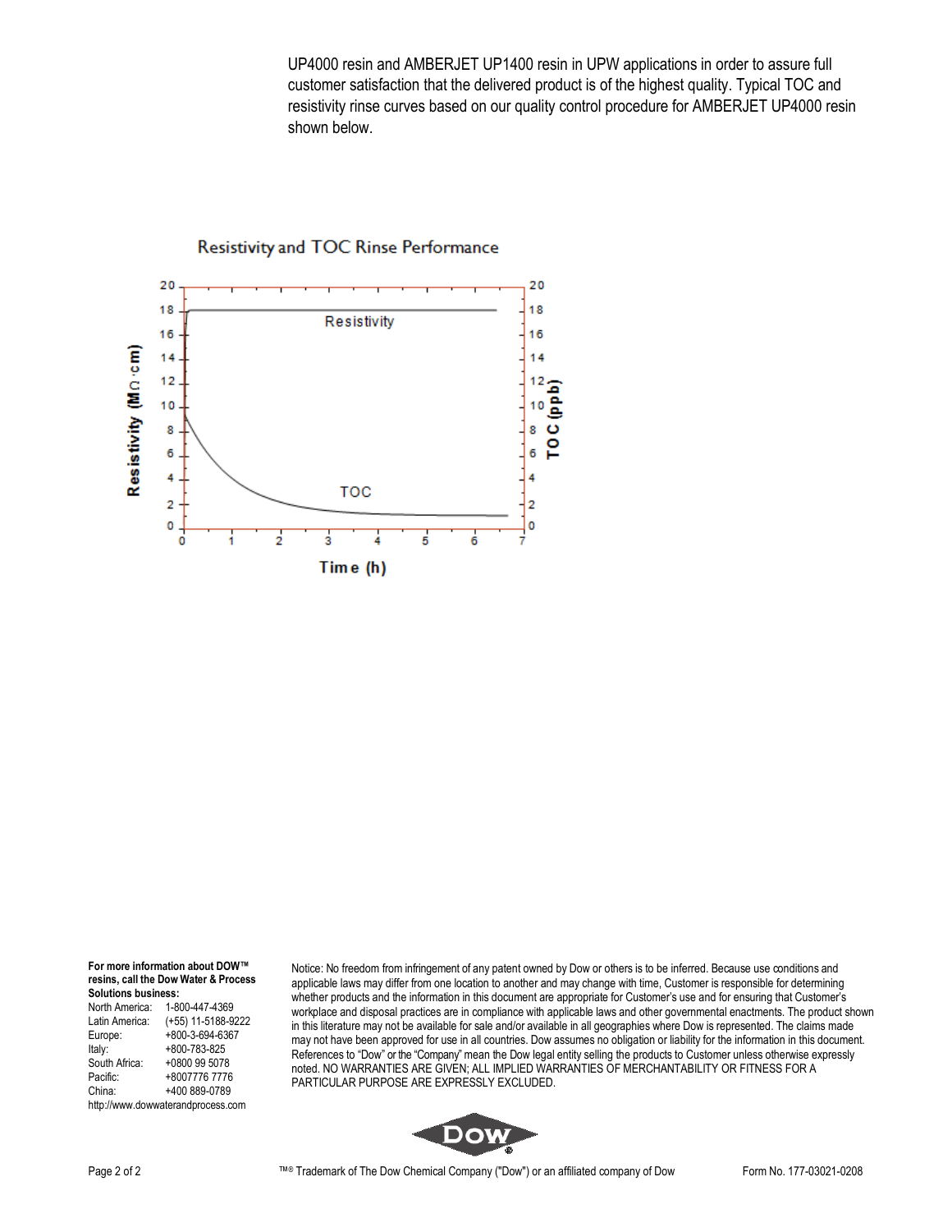UP4000 resin and AMBERJET UP1400 resin in UPW applications in order to assure full customer satisfaction that the delivered product is of the highest quality. Typical TOC and resistivity rinse curves based on our quality control procedure for AMBERJET UP4000 resin shown below.

Resistivity and TOC Rinse Performance

Resistivity (MΩ·cm)

20
18
16
14
12
10
8
6
4
2
0

TOC (ppb)

20
18
16
14
12
10
8
6
4
2
0

Resistivity

TOC

0
1
2
3
4
5
6
7

Time (h)

**For more information about DOW™ resins, call the Dow Water & Process Solutions business:**

North America: 1-800-447-4369
Latin America: (+55) 11-5188-9222
Europe: +800-3-694-6367
Italy: +800-783-825
South Africa: +0800 99 5078
Pacific: +8007776 7776
China: +400 889-0789
http://www.dowwaterandprocess.com

Notice: No freedom from infringement of any patent owned by Dow or others is to be inferred. Because use conditions and applicable laws may differ from one location to another and may change with time, Customer is responsible for determining whether products and the information in this document are appropriate for Customer's use and for ensuring that Customer's workplace and disposal practices are in compliance with applicable laws and other governmental enactments. The product shown in this literature may not be available for sale and/or available in all geographies where Dow is represented. The claims made may not have been approved for use in all countries. Dow assumes no obligation or liability for the information in this document. References to "Dow" or the "Company" mean the Dow legal entity selling the products to Customer unless otherwise expressly noted. NO WARRANTIES ARE GIVEN; ALL IMPLIED WARRANTIES OF MERCHANTABILITY OR FITNESS FOR A PARTICULAR PURPOSE ARE EXPRESSLY EXCLUDED.

™® Trademark of The Dow Chemical Company ("Dow") or an affiliated company of Dow

Form No. 177-03021-0208